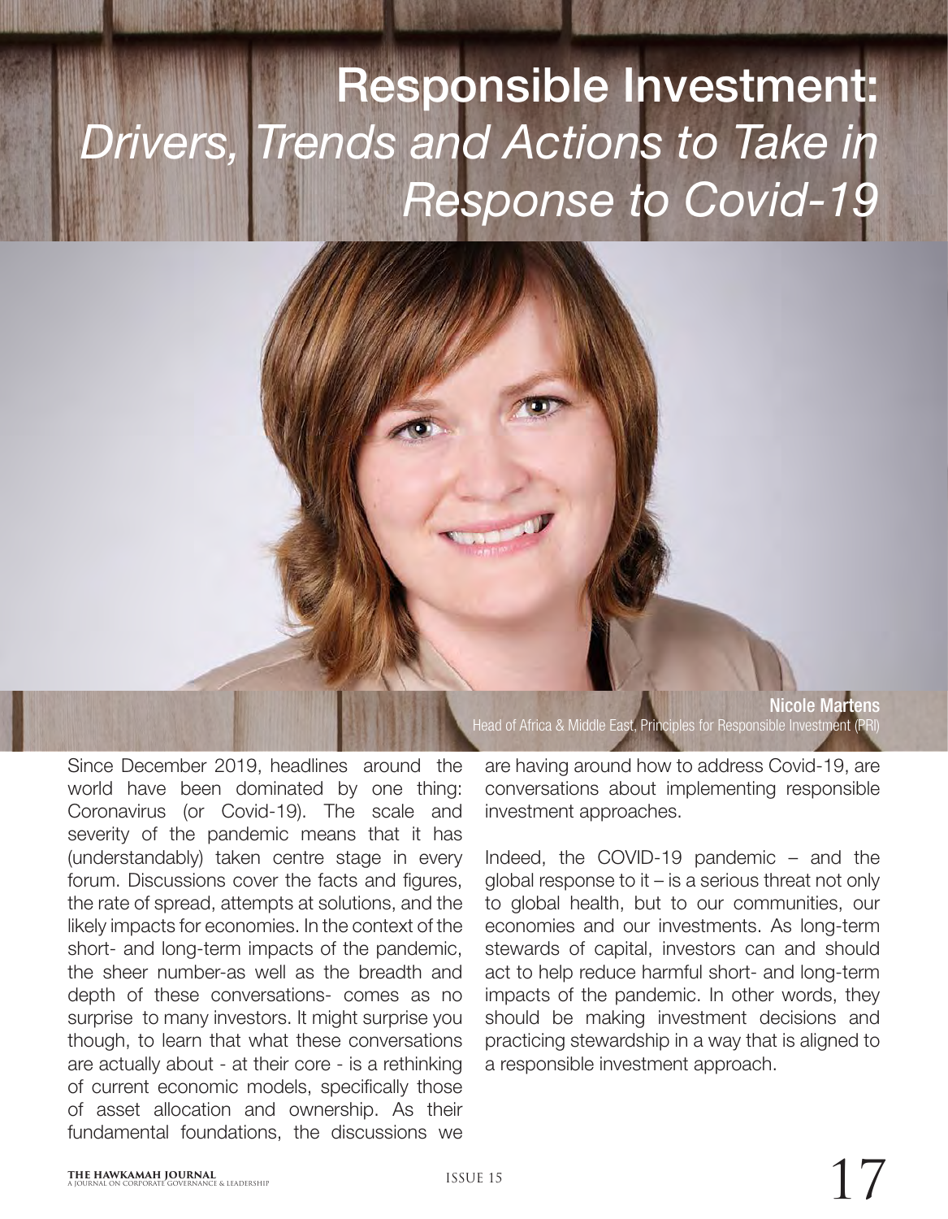# Responsible Investment: *Drivers, Trends and Actions to Take in Response to Covid-19*

**Nicole Martens**
Head of Africa & Middle East, Principles for Responsible Investment (PRI)

Since December 2019, headlines around the world have been dominated by one thing: Coronavirus (or Covid-19). The scale and severity of the pandemic means that it has (understandably) taken centre stage in every forum. Discussions cover the facts and figures, the rate of spread, attempts at solutions, and the likely impacts for economies. In the context of the short- and long-term impacts of the pandemic, the sheer number-as well as the breadth and depth of these conversations- comes as no surprise to many investors. It might surprise you though, to learn that what these conversations are actually about - at their core - is a rethinking of current economic models, specifically those of asset allocation and ownership. As their fundamental foundations, the discussions we are having around how to address Covid-19, are conversations about implementing responsible investment approaches.

Indeed, the COVID-19 pandemic – and the global response to it – is a serious threat not only to global health, but to our communities, our economies and our investments. As long-term stewards of capital, investors can and should act to help reduce harmful short- and long-term impacts of the pandemic. In other words, they should be making investment decisions and practicing stewardship in a way that is aligned to a responsible investment approach.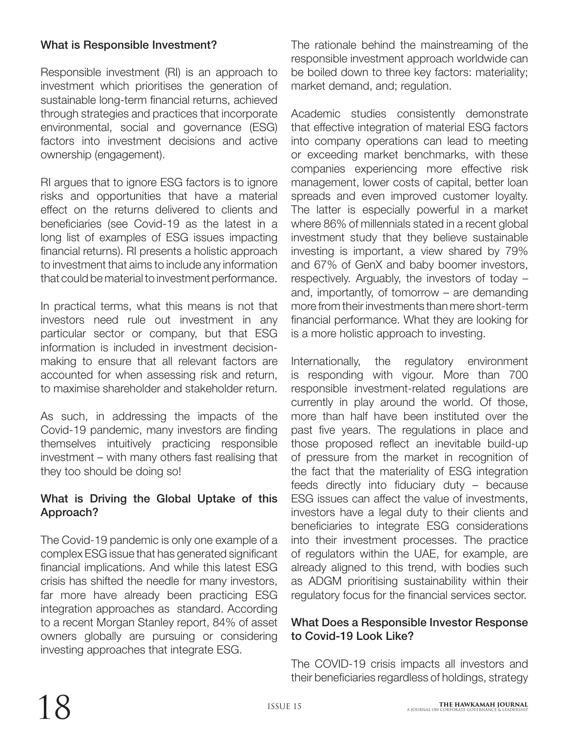## What is Responsible Investment?

Responsible investment (RI) is an approach to investment which prioritises the generation of sustainable long-term financial returns, achieved through strategies and practices that incorporate environmental, social and governance (ESG) factors into investment decisions and active ownership (engagement).

RI argues that to ignore ESG factors is to ignore risks and opportunities that have a material effect on the returns delivered to clients and beneficiaries (see Covid-19 as the latest in a long list of examples of ESG issues impacting financial returns). RI presents a holistic approach to investment that aims to include any information that could be material to investment performance.

In practical terms, what this means is not that investors need rule out investment in any particular sector or company, but that ESG information is included in investment decision-making to ensure that all relevant factors are accounted for when assessing risk and return, to maximise shareholder and stakeholder return.

As such, in addressing the impacts of the Covid-19 pandemic, many investors are finding themselves intuitively practicing responsible investment – with many others fast realising that they too should be doing so!

## What is Driving the Global Uptake of this Approach?

The Covid-19 pandemic is only one example of a complex ESG issue that has generated significant financial implications. And while this latest ESG crisis has shifted the needle for many investors, far more have already been practicing ESG integration approaches as standard. According to a recent Morgan Stanley report, 84% of asset owners globally are pursuing or considering investing approaches that integrate ESG.

The rationale behind the mainstreaming of the responsible investment approach worldwide can be boiled down to three key factors: materiality; market demand, and; regulation.

Academic studies consistently demonstrate that effective integration of material ESG factors into company operations can lead to meeting or exceeding market benchmarks, with these companies experiencing more effective risk management, lower costs of capital, better loan spreads and even improved customer loyalty. The latter is especially powerful in a market where 86% of millennials stated in a recent global investment study that they believe sustainable investing is important, a view shared by 79% and 67% of GenX and baby boomer investors, respectively. Arguably, the investors of today – and, importantly, of tomorrow – are demanding more from their investments than mere short-term financial performance. What they are looking for is a more holistic approach to investing.

Internationally, the regulatory environment is responding with vigour. More than 700 responsible investment-related regulations are currently in play around the world. Of those, more than half have been instituted over the past five years. The regulations in place and those proposed reflect an inevitable build-up of pressure from the market in recognition of the fact that the materiality of ESG integration feeds directly into fiduciary duty – because ESG issues can affect the value of investments, investors have a legal duty to their clients and beneficiaries to integrate ESG considerations into their investment processes. The practice of regulators within the UAE, for example, are already aligned to this trend, with bodies such as ADGM prioritising sustainability within their regulatory focus for the financial services sector.

## What Does a Responsible Investor Response to Covid-19 Look Like?

The COVID-19 crisis impacts all investors and their beneficiaries regardless of holdings, strategy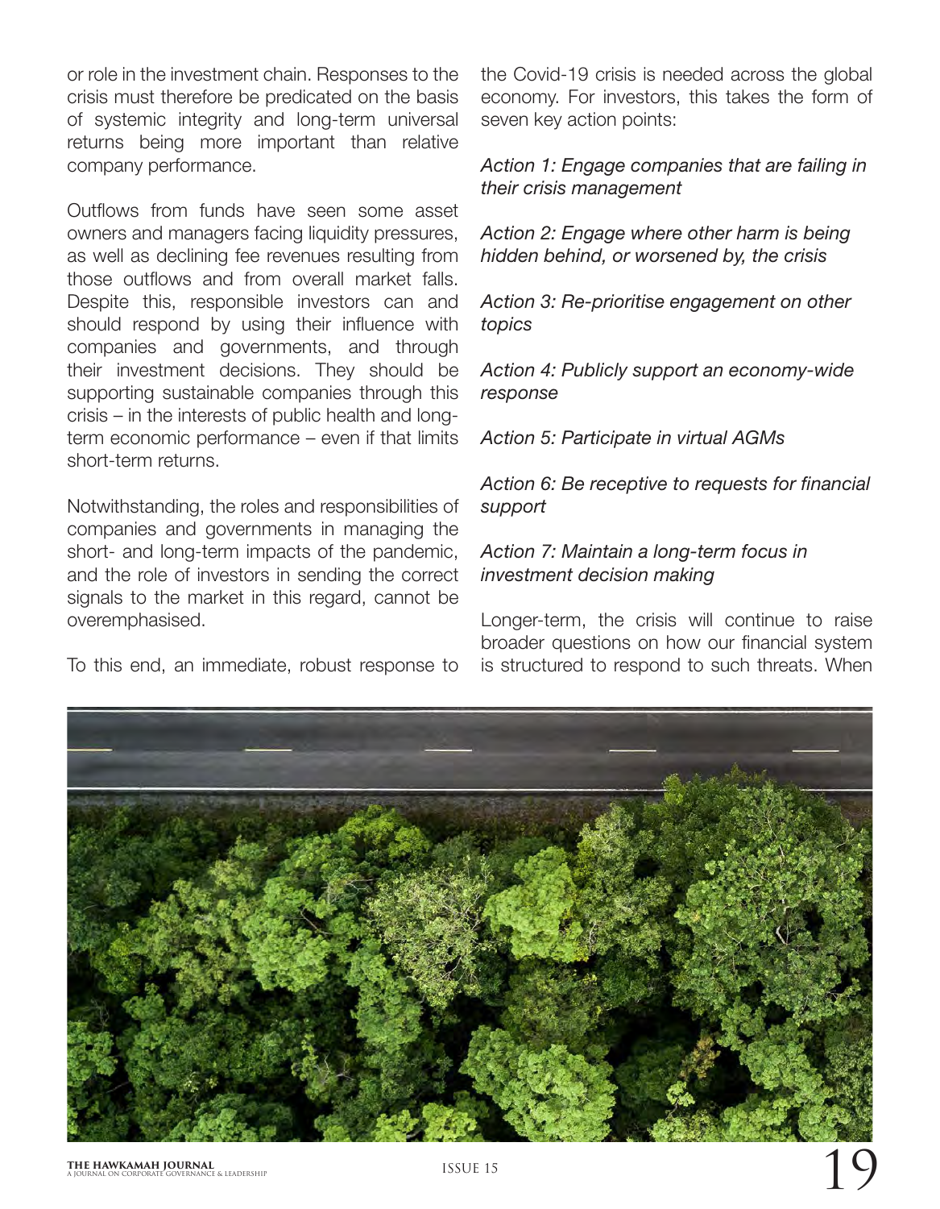or role in the investment chain. Responses to the crisis must therefore be predicated on the basis of systemic integrity and long-term universal returns being more important than relative company performance.

Outflows from funds have seen some asset owners and managers facing liquidity pressures, as well as declining fee revenues resulting from those outflows and from overall market falls. Despite this, responsible investors can and should respond by using their influence with companies and governments, and through their investment decisions. They should be supporting sustainable companies through this crisis – in the interests of public health and long-term economic performance – even if that limits short-term returns.

Notwithstanding, the roles and responsibilities of companies and governments in managing the short- and long-term impacts of the pandemic, and the role of investors in sending the correct signals to the market in this regard, cannot be overemphasised.

To this end, an immediate, robust response to the Covid-19 crisis is needed across the global economy. For investors, this takes the form of seven key action points:

*Action 1: Engage companies that are failing in their crisis management*

*Action 2: Engage where other harm is being hidden behind, or worsened by, the crisis*

*Action 3: Re-prioritise engagement on other topics*

*Action 4: Publicly support an economy-wide response*

*Action 5: Participate in virtual AGMs*

*Action 6: Be receptive to requests for financial support*

*Action 7: Maintain a long-term focus in investment decision making*

Longer-term, the crisis will continue to raise broader questions on how our financial system is structured to respond to such threats. When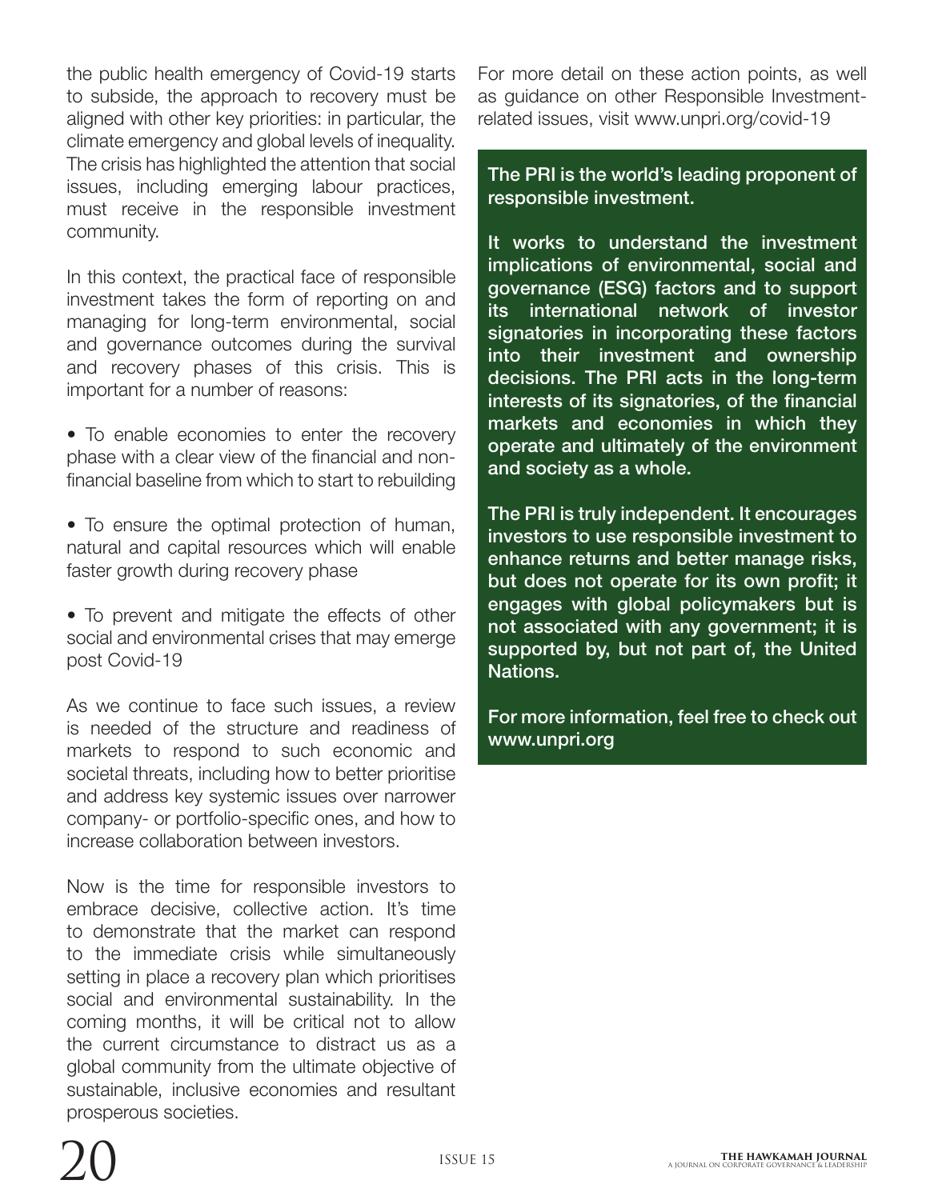the public health emergency of Covid-19 starts to subside, the approach to recovery must be aligned with other key priorities: in particular, the climate emergency and global levels of inequality. The crisis has highlighted the attention that social issues, including emerging labour practices, must receive in the responsible investment community.

In this context, the practical face of responsible investment takes the form of reporting on and managing for long-term environmental, social and governance outcomes during the survival and recovery phases of this crisis. This is important for a number of reasons:

- To enable economies to enter the recovery phase with a clear view of the financial and non-financial baseline from which to start to rebuilding
- To ensure the optimal protection of human, natural and capital resources which will enable faster growth during recovery phase
- To prevent and mitigate the effects of other social and environmental crises that may emerge post Covid-19

As we continue to face such issues, a review is needed of the structure and readiness of markets to respond to such economic and societal threats, including how to better prioritise and address key systemic issues over narrower company- or portfolio-specific ones, and how to increase collaboration between investors.

Now is the time for responsible investors to embrace decisive, collective action. It's time to demonstrate that the market can respond to the immediate crisis while simultaneously setting in place a recovery plan which prioritises social and environmental sustainability. In the coming months, it will be critical not to allow the current circumstance to distract us as a global community from the ultimate objective of sustainable, inclusive economies and resultant prosperous societies.

For more detail on these action points, as well as guidance on other Responsible Investment-related issues, visit www.unpri.org/covid-19

**The PRI is the world's leading proponent of responsible investment.**

**It works to understand the investment implications of environmental, social and governance (ESG) factors and to support its international network of investor signatories in incorporating these factors into their investment and ownership decisions. The PRI acts in the long-term interests of its signatories, of the financial markets and economies in which they operate and ultimately of the environment and society as a whole.**

**The PRI is truly independent. It encourages investors to use responsible investment to enhance returns and better manage risks, but does not operate for its own profit; it engages with global policymakers but is not associated with any government; it is supported by, but not part of, the United Nations.**

**For more information, feel free to check out www.unpri.org**